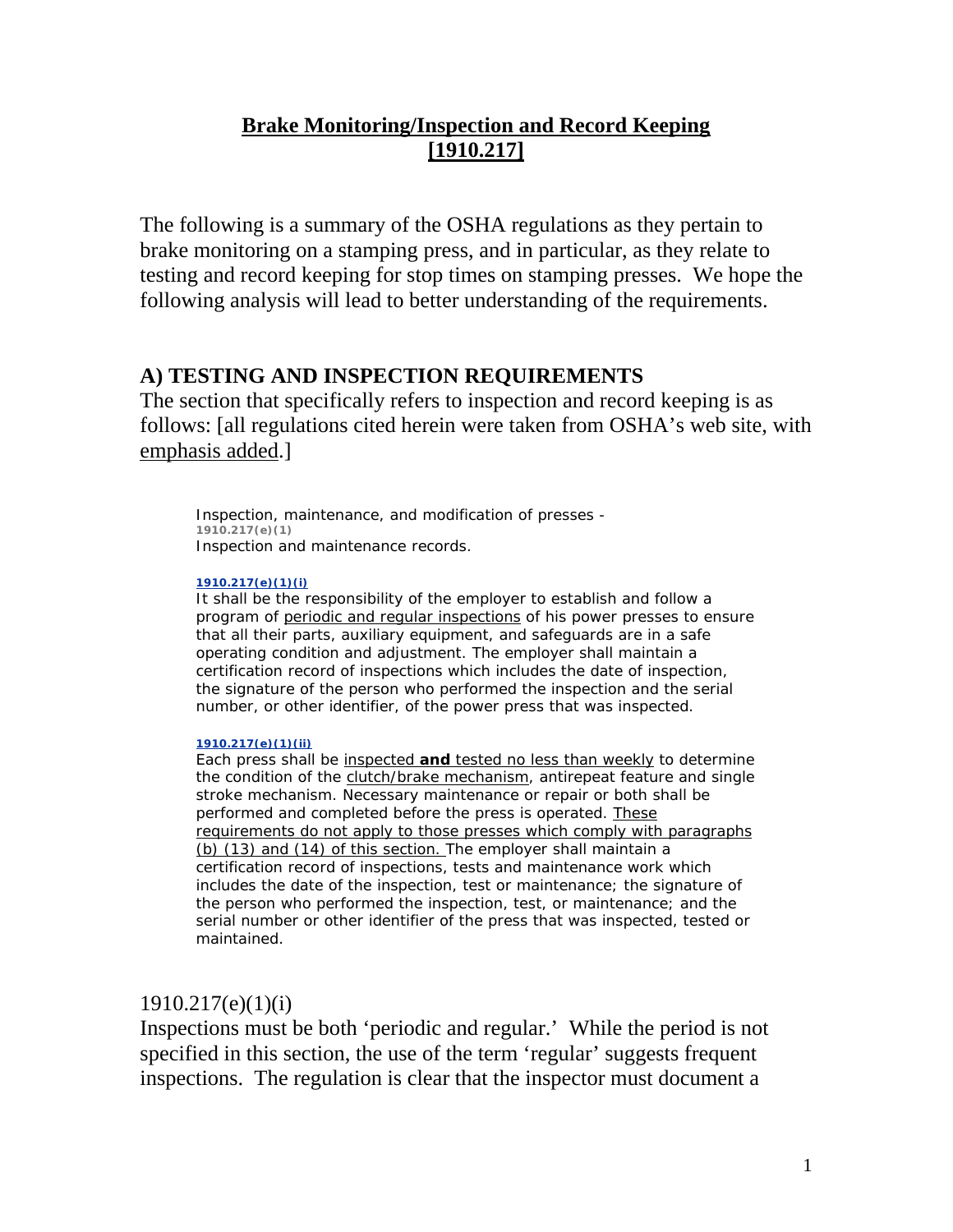# Brake Monitoring/Inspection and Record Keeping [1910.217]

The following is a summary of the OSHA regulations as they pertain to brake monitoring on a stamping press, and in particular, as they relate to testing and record keeping for stop times on stamping presses. We hope the following analysis will lead to better understanding of the requirements.

## A) TESTING AND INSPECTION REQUIREMENTS

The section that specifically refers to inspection and record keeping is as follows: [all regulations cited herein were taken from OSHA's web site, with emphasis added.]

> Inspection, maintenance, and modification of presses -
> **1910.217(e)(1)**
> Inspection and maintenance records.
>
> **1910.217(e)(1)(i)**
> It shall be the responsibility of the employer to establish and follow a program of periodic and regular inspections of his power presses to ensure that all their parts, auxiliary equipment, and safeguards are in a safe operating condition and adjustment. The employer shall maintain a certification record of inspections which includes the date of inspection, the signature of the person who performed the inspection and the serial number, or other identifier, of the power press that was inspected.
>
> **1910.217(e)(1)(ii)**
> Each press shall be inspected **and** tested no less than weekly to determine the condition of the clutch/brake mechanism, antirepeat feature and single stroke mechanism. Necessary maintenance or repair or both shall be performed and completed before the press is operated. These requirements do not apply to those presses which comply with paragraphs (b) (13) and (14) of this section. The employer shall maintain a certification record of inspections, tests and maintenance work which includes the date of the inspection, test or maintenance; the signature of the person who performed the inspection, test, or maintenance; and the serial number or other identifier of the press that was inspected, tested or maintained.

1910.217(e)(1)(i)

Inspections must be both 'periodic and regular.' While the period is not specified in this section, the use of the term 'regular' suggests frequent inspections. The regulation is clear that the inspector must document a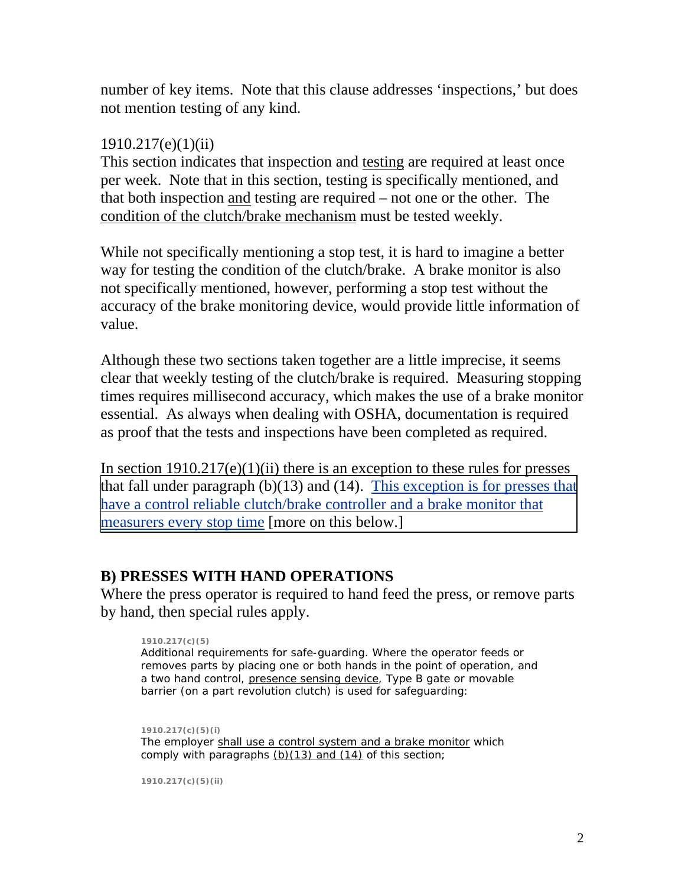number of key items. Note that this clause addresses 'inspections,' but does not mention testing of any kind.

1910.217(e)(1)(ii)
This section indicates that inspection and testing are required at least once per week. Note that in this section, testing is specifically mentioned, and that both inspection and testing are required – not one or the other. The condition of the clutch/brake mechanism must be tested weekly.

While not specifically mentioning a stop test, it is hard to imagine a better way for testing the condition of the clutch/brake. A brake monitor is also not specifically mentioned, however, performing a stop test without the accuracy of the brake monitoring device, would provide little information of value.

Although these two sections taken together are a little imprecise, it seems clear that weekly testing of the clutch/brake is required. Measuring stopping times requires millisecond accuracy, which makes the use of a brake monitor essential. As always when dealing with OSHA, documentation is required as proof that the tests and inspections have been completed as required.

In section 1910.217(e)(1)(ii) there is an exception to these rules for presses that fall under paragraph (b)(13) and (14). This exception is for presses that have a control reliable clutch/brake controller and a brake monitor that measurers every stop time [more on this below.]

## B) PRESSES WITH HAND OPERATIONS

Where the press operator is required to hand feed the press, or remove parts by hand, then special rules apply.

> **1910.217(c)(5)**
> Additional requirements for safe-guarding. Where the operator feeds or removes parts by placing one or both hands in the point of operation, and a two hand control, presence sensing device, Type B gate or movable barrier (on a part revolution clutch) is used for safeguarding:
>
> **1910.217(c)(5)(i)**
> The employer shall use a control system and a brake monitor which comply with paragraphs (b)(13) and (14) of this section;
>
> **1910.217(c)(5)(ii)**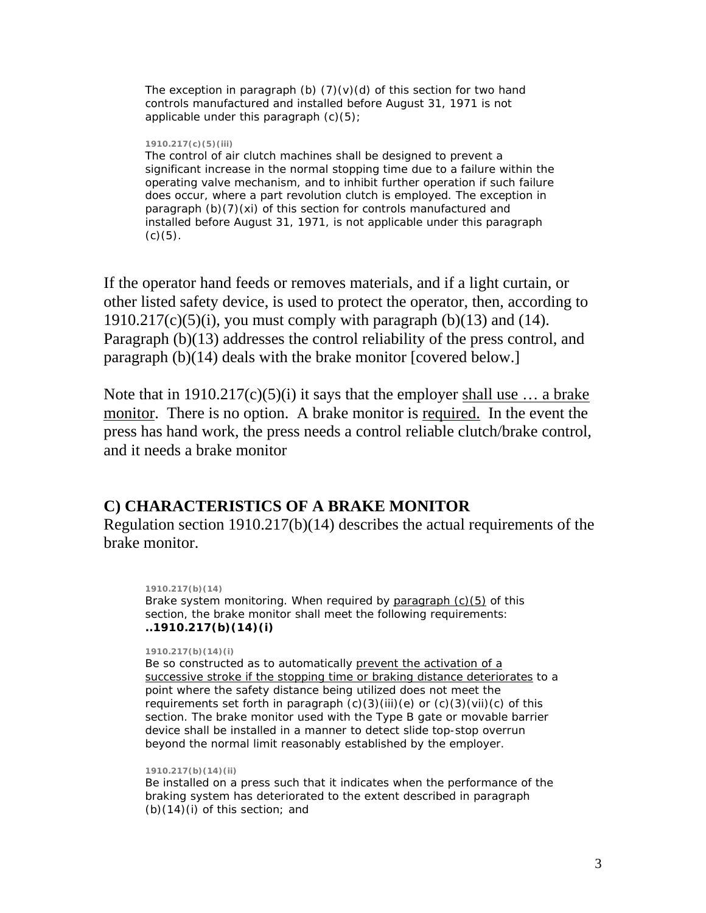The exception in paragraph (b) (7)(v)(d) of this section for two hand controls manufactured and installed before August 31, 1971 is not applicable under this paragraph (c)(5);

**1910.217(c)(5)(iii)**

The control of air clutch machines shall be designed to prevent a significant increase in the normal stopping time due to a failure within the operating valve mechanism, and to inhibit further operation if such failure does occur, where a part revolution clutch is employed. The exception in paragraph (b)(7)(xi) of this section for controls manufactured and installed before August 31, 1971, is not applicable under this paragraph (c)(5).

If the operator hand feeds or removes materials, and if a light curtain, or other listed safety device, is used to protect the operator, then, according to 1910.217(c)(5)(i), you must comply with paragraph (b)(13) and (14). Paragraph (b)(13) addresses the control reliability of the press control, and paragraph (b)(14) deals with the brake monitor [covered below.]

Note that in 1910.217(c)(5)(i) it says that the employer <u>shall use … a brake monitor</u>. There is no option. A brake monitor is <u>required.</u> In the event the press has hand work, the press needs a control reliable clutch/brake control, and it needs a brake monitor

## C) CHARACTERISTICS OF A BRAKE MONITOR

Regulation section 1910.217(b)(14) describes the actual requirements of the brake monitor.

**1910.217(b)(14)**

Brake system monitoring. When required by <u>paragraph (c)(5)</u> of this section, the brake monitor shall meet the following requirements:
**..1910.217(b)(14)(i)**

**1910.217(b)(14)(i)**

Be so constructed as to automatically <u>prevent the activation of a successive stroke if the stopping time or braking distance deteriorates</u> to a point where the safety distance being utilized does not meet the requirements set forth in paragraph (c)(3)(iii)(e) or (c)(3)(vii)(c) of this section. The brake monitor used with the Type B gate or movable barrier device shall be installed in a manner to detect slide top-stop overrun beyond the normal limit reasonably established by the employer.

**1910.217(b)(14)(ii)**

Be installed on a press such that it indicates when the performance of the braking system has deteriorated to the extent described in paragraph (b)(14)(i) of this section; and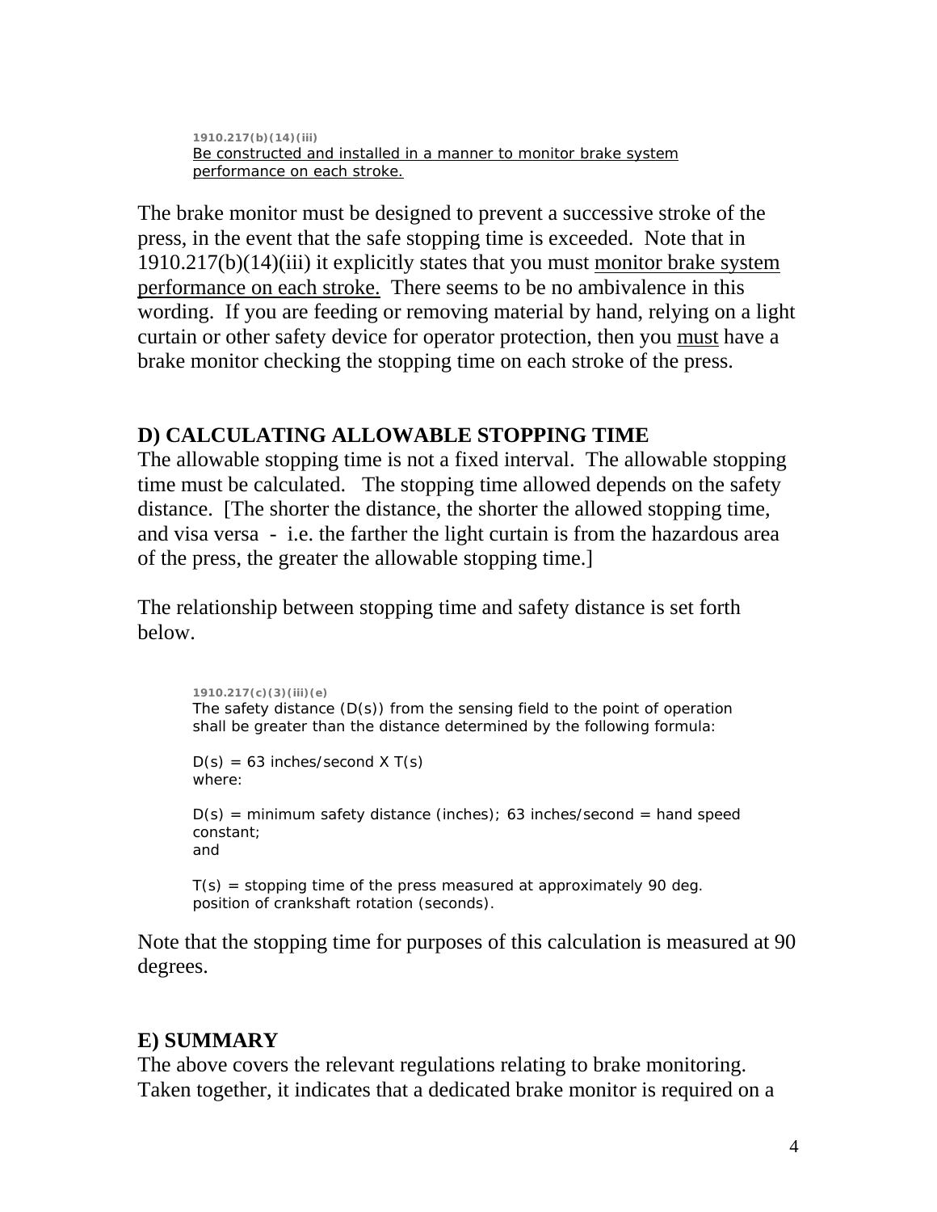**1910.217(b)(14)(iii)**
<u>Be constructed and installed in a manner to monitor brake system performance on each stroke.</u>

The brake monitor must be designed to prevent a successive stroke of the press, in the event that the safe stopping time is exceeded. Note that in 1910.217(b)(14)(iii) it explicitly states that you must <u>monitor brake system performance on each stroke.</u> There seems to be no ambivalence in this wording. If you are feeding or removing material by hand, relying on a light curtain or other safety device for operator protection, then you <u>must</u> have a brake monitor checking the stopping time on each stroke of the press.

## D) CALCULATING ALLOWABLE STOPPING TIME

The allowable stopping time is not a fixed interval. The allowable stopping time must be calculated. The stopping time allowed depends on the safety distance. [The shorter the distance, the shorter the allowed stopping time, and visa versa - i.e. the farther the light curtain is from the hazardous area of the press, the greater the allowable stopping time.]

The relationship between stopping time and safety distance is set forth below.

**1910.217(c)(3)(iii)(e)**
The safety distance (D(s)) from the sensing field to the point of operation shall be greater than the distance determined by the following formula:

D(s) = 63 inches/second X T(s)
where:

D(s) = minimum safety distance (inches); 63 inches/second = hand speed constant;
and

T(s) = stopping time of the press measured at approximately 90 deg. position of crankshaft rotation (seconds).

Note that the stopping time for purposes of this calculation is measured at 90 degrees.

## E) SUMMARY

The above covers the relevant regulations relating to brake monitoring. Taken together, it indicates that a dedicated brake monitor is required on a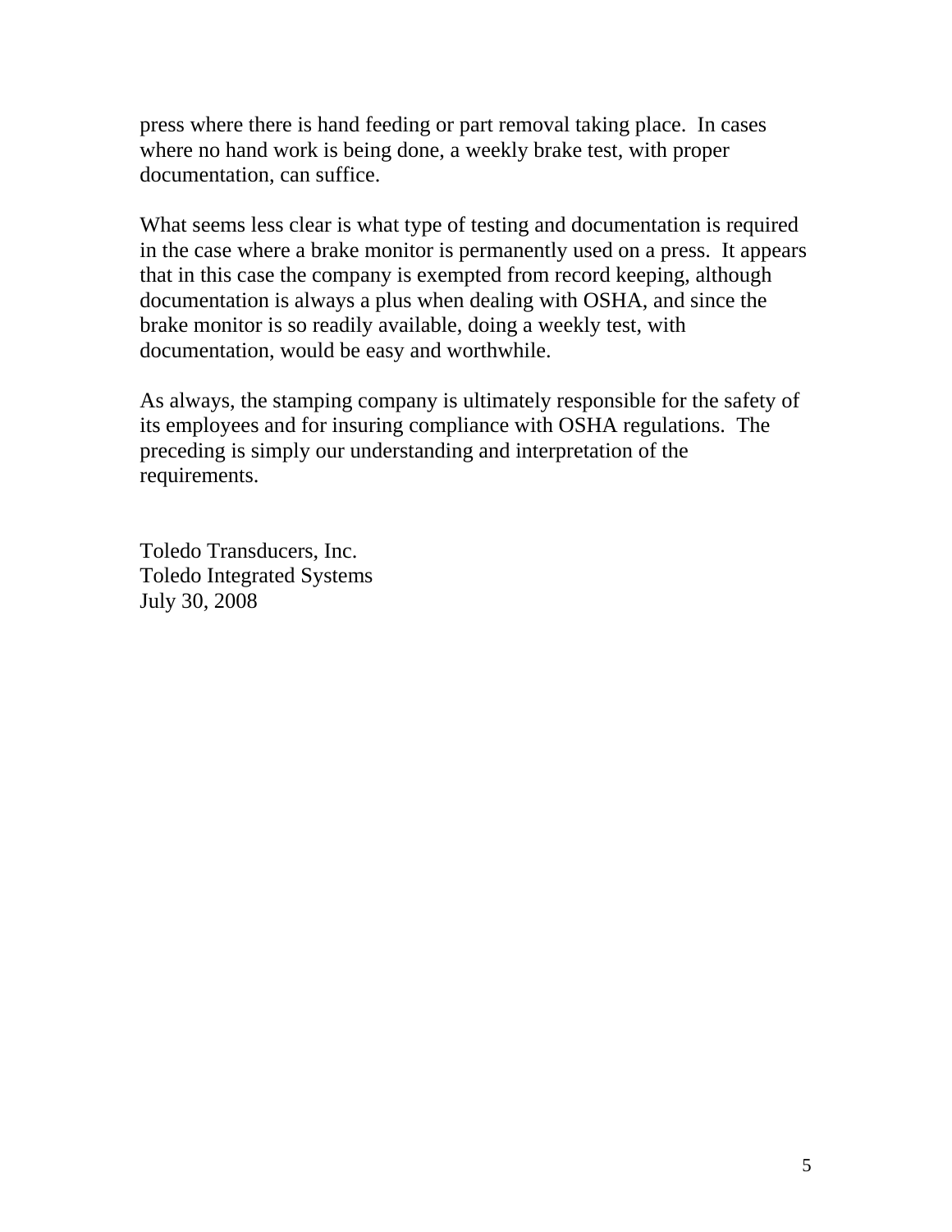press where there is hand feeding or part removal taking place. In cases where no hand work is being done, a weekly brake test, with proper documentation, can suffice.

What seems less clear is what type of testing and documentation is required in the case where a brake monitor is permanently used on a press. It appears that in this case the company is exempted from record keeping, although documentation is always a plus when dealing with OSHA, and since the brake monitor is so readily available, doing a weekly test, with documentation, would be easy and worthwhile.

As always, the stamping company is ultimately responsible for the safety of its employees and for insuring compliance with OSHA regulations. The preceding is simply our understanding and interpretation of the requirements.

Toledo Transducers, Inc.
Toledo Integrated Systems
July 30, 2008